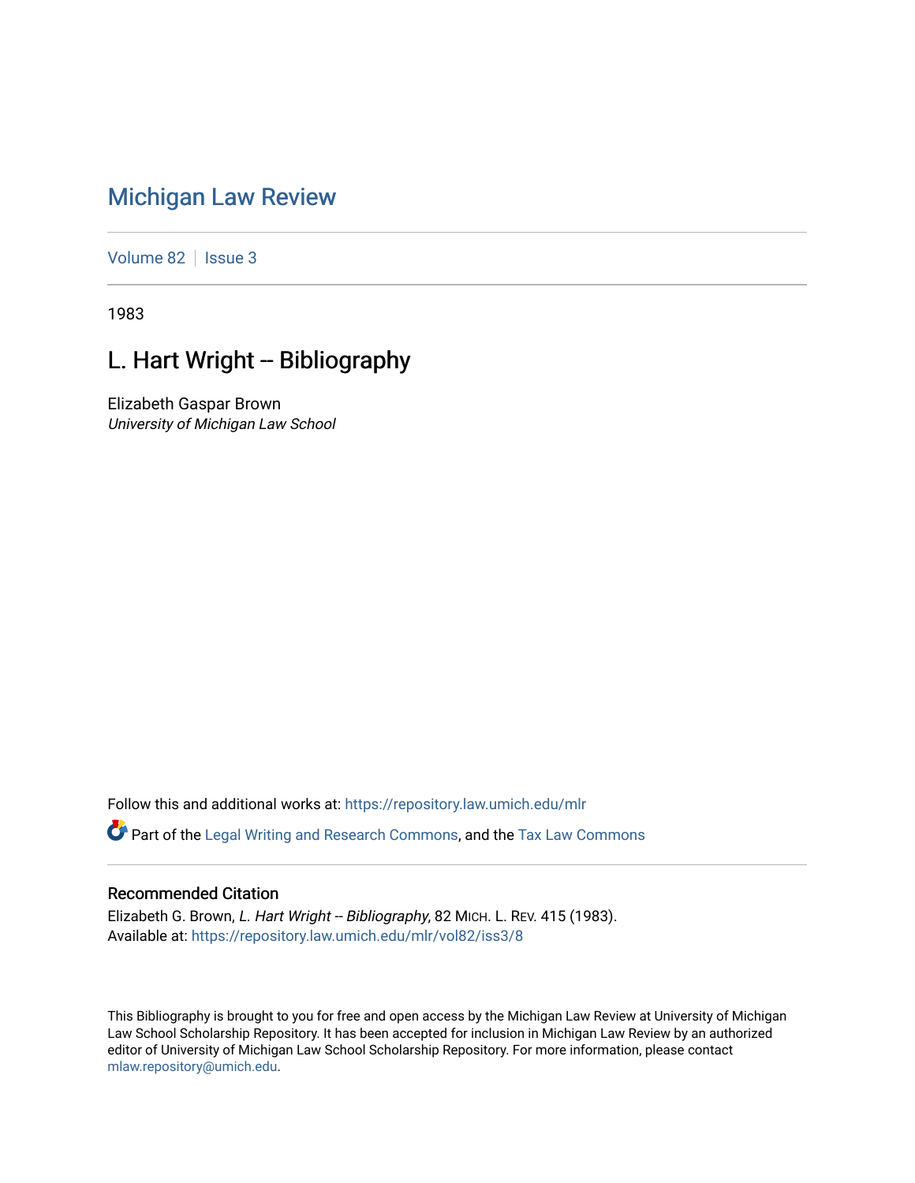# Michigan Law Review

Volume 82 | Issue 3

1983

## L. Hart Wright -- Bibliography

Elizabeth Gaspar Brown
*University of Michigan Law School*

Follow this and additional works at: https://repository.law.umich.edu/mlr

Part of the Legal Writing and Research Commons, and the Tax Law Commons

### Recommended Citation

Elizabeth G. Brown, *L. Hart Wright -- Bibliography*, 82 MICH. L. REV. 415 (1983).
Available at: https://repository.law.umich.edu/mlr/vol82/iss3/8

This Bibliography is brought to you for free and open access by the Michigan Law Review at University of Michigan Law School Scholarship Repository. It has been accepted for inclusion in Michigan Law Review by an authorized editor of University of Michigan Law School Scholarship Repository. For more information, please contact mlaw.repository@umich.edu.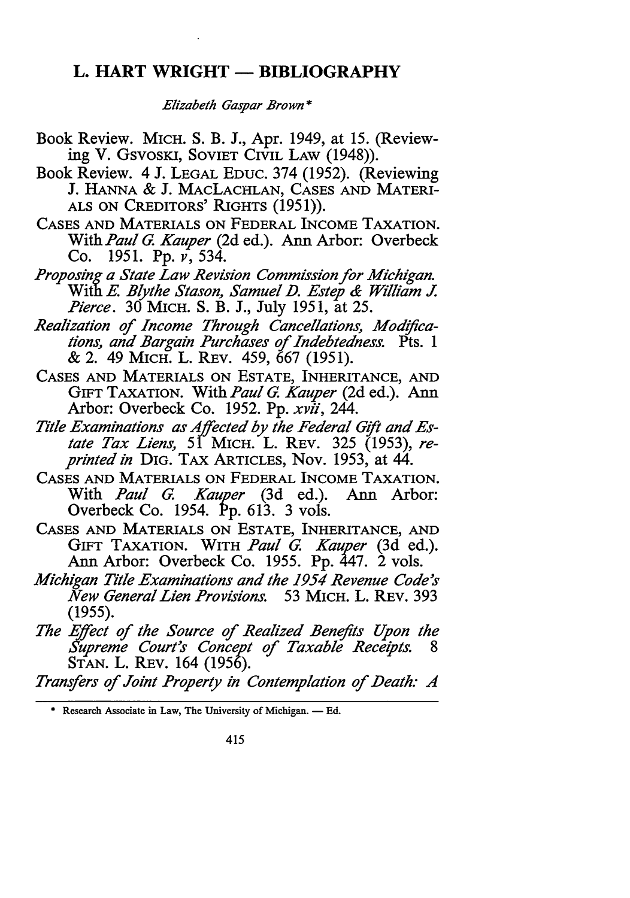# L. HART WRIGHT — BIBLIOGRAPHY

*Elizabeth Gaspar Brown**

Book Review. MICH. S. B. J., Apr. 1949, at 15. (Reviewing V. GSVOSKI, SOVIET CIVIL LAW (1948)).

Book Review. 4 J. LEGAL EDUC. 374 (1952). (Reviewing J. HANNA & J. MACLACHLAN, CASES AND MATERIALS ON CREDITORS' RIGHTS (1951)).

CASES AND MATERIALS ON FEDERAL INCOME TAXATION. With *Paul G. Kauper* (2d ed.). Ann Arbor: Overbeck Co. 1951. Pp. *v*, 534.

*Proposing a State Law Revision Commission for Michigan.* With *E. Blythe Stason, Samuel D. Estep & William J. Pierce*. 30 MICH. S. B. J., July 1951, at 25.

*Realization of Income Through Cancellations, Modifications, and Bargain Purchases of Indebtedness.* Pts. 1 & 2. 49 MICH. L. REV. 459, 667 (1951).

CASES AND MATERIALS ON ESTATE, INHERITANCE, AND GIFT TAXATION. With *Paul G. Kauper* (2d ed.). Ann Arbor: Overbeck Co. 1952. Pp. *xvii*, 244.

*Title Examinations as Affected by the Federal Gift and Estate Tax Liens,* 51 MICH. L. REV. 325 (1953), *reprinted in* DIG. TAX ARTICLES, Nov. 1953, at 44.

CASES AND MATERIALS ON FEDERAL INCOME TAXATION. With *Paul G. Kauper* (3d ed.). Ann Arbor: Overbeck Co. 1954. Pp. 613. 3 vols.

CASES AND MATERIALS ON ESTATE, INHERITANCE, AND GIFT TAXATION. WITH *Paul G. Kauper* (3d ed.). Ann Arbor: Overbeck Co. 1955. Pp. 447. 2 vols.

*Michigan Title Examinations and the 1954 Revenue Code's New General Lien Provisions.* 53 MICH. L. REV. 393 (1955).

*The Effect of the Source of Realized Benefits Upon the Supreme Court's Concept of Taxable Receipts.* 8 STAN. L. REV. 164 (1956).

*Transfers of Joint Property in Contemplation of Death: A*

---

\* Research Associate in Law, The University of Michigan. — Ed.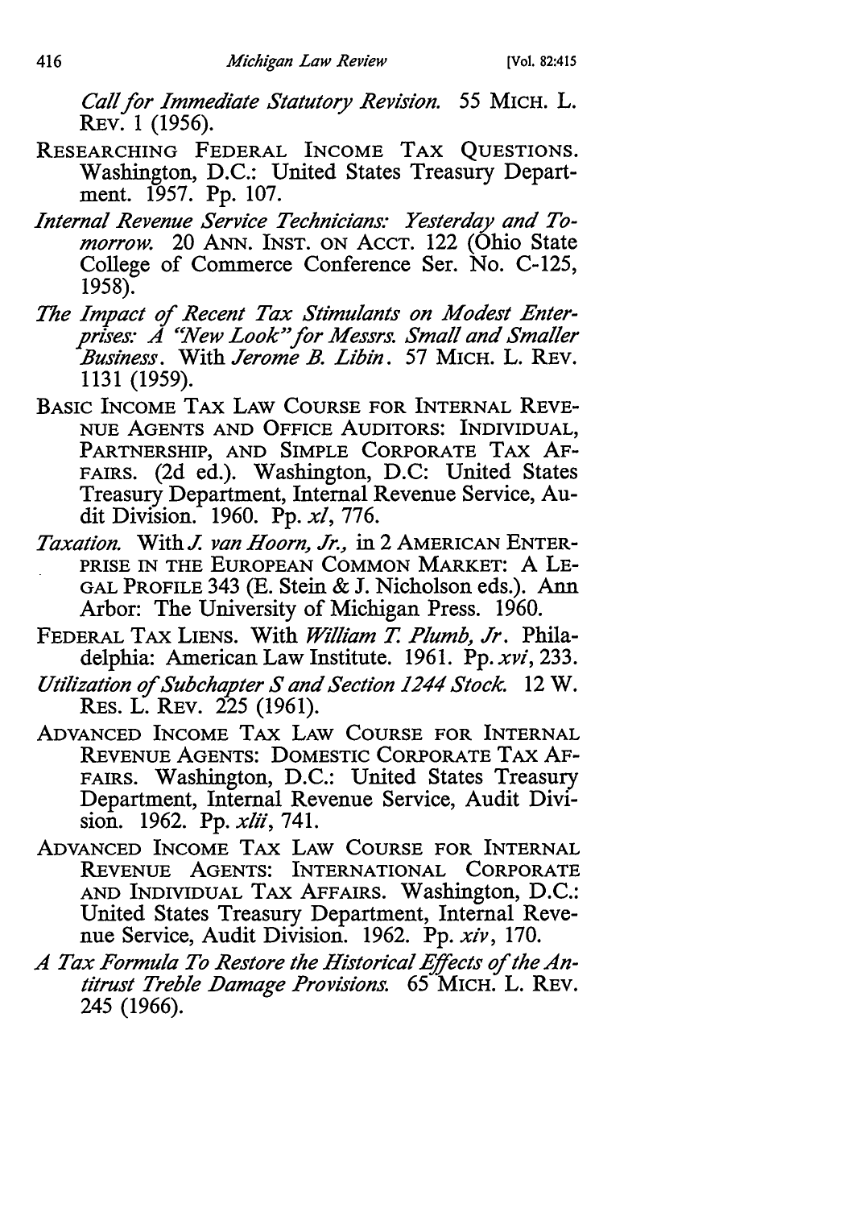*Call for Immediate Statutory Revision.* 55 MICH. L. REV. 1 (1956).

RESEARCHING FEDERAL INCOME TAX QUESTIONS. Washington, D.C.: United States Treasury Department. 1957. Pp. 107.

*Internal Revenue Service Technicians: Yesterday and Tomorrow.* 20 ANN. INST. ON ACCT. 122 (Ohio State College of Commerce Conference Ser. No. C-125, 1958).

*The Impact of Recent Tax Stimulants on Modest Enterprises: A "New Look" for Messrs. Small and Smaller Business.* With *Jerome B. Libin.* 57 MICH. L. REV. 1131 (1959).

BASIC INCOME TAX LAW COURSE FOR INTERNAL REVENUE AGENTS AND OFFICE AUDITORS: INDIVIDUAL, PARTNERSHIP, AND SIMPLE CORPORATE TAX AFFAIRS. (2d ed.). Washington, D.C: United States Treasury Department, Internal Revenue Service, Audit Division. 1960. Pp. *xl*, 776.

*Taxation.* With *J. van Hoorn, Jr.*, in 2 AMERICAN ENTERPRISE IN THE EUROPEAN COMMON MARKET: A LEGAL PROFILE 343 (E. Stein & J. Nicholson eds.). Ann Arbor: The University of Michigan Press. 1960.

FEDERAL TAX LIENS. With *William T. Plumb, Jr.* Philadelphia: American Law Institute. 1961. Pp. *xvi*, 233.

*Utilization of Subchapter S and Section 1244 Stock.* 12 W. RES. L. REV. 225 (1961).

ADVANCED INCOME TAX LAW COURSE FOR INTERNAL REVENUE AGENTS: DOMESTIC CORPORATE TAX AFFAIRS. Washington, D.C.: United States Treasury Department, Internal Revenue Service, Audit Division. 1962. Pp. *xlii*, 741.

ADVANCED INCOME TAX LAW COURSE FOR INTERNAL REVENUE AGENTS: INTERNATIONAL CORPORATE AND INDIVIDUAL TAX AFFAIRS. Washington, D.C.: United States Treasury Department, Internal Revenue Service, Audit Division. 1962. Pp. *xiv*, 170.

*A Tax Formula To Restore the Historical Effects of the Antitrust Treble Damage Provisions.* 65 MICH. L. REV. 245 (1966).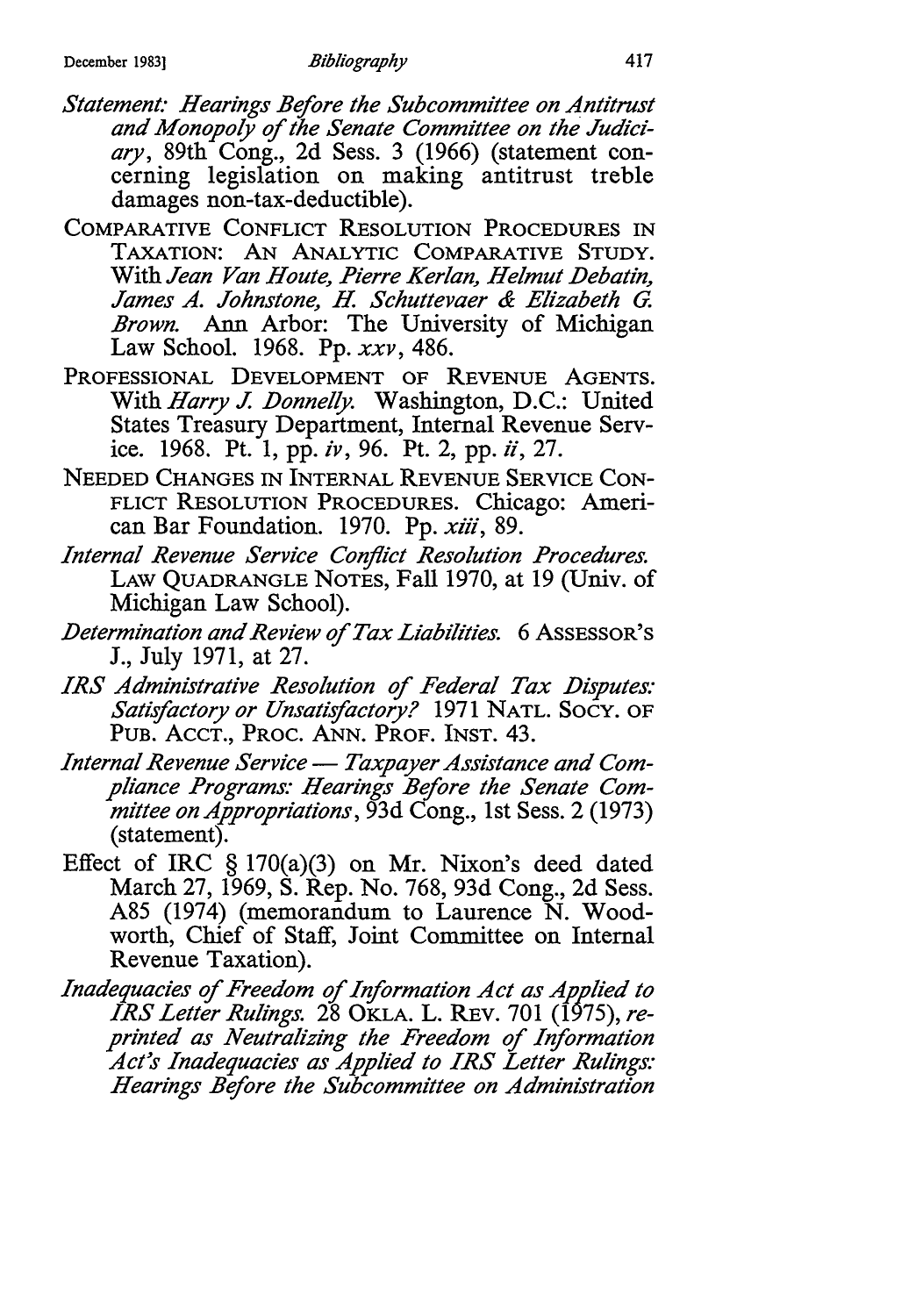*Statement: Hearings Before the Subcommittee on Antitrust and Monopoly of the Senate Committee on the Judiciary*, 89th Cong., 2d Sess. 3 (1966) (statement concerning legislation on making antitrust treble damages non-tax-deductible).

COMPARATIVE CONFLICT RESOLUTION PROCEDURES IN TAXATION: AN ANALYTIC COMPARATIVE STUDY. With *Jean Van Houte, Pierre Kerlan, Helmut Debatin, James A. Johnstone, H. Schuttevaer & Elizabeth G. Brown.* Ann Arbor: The University of Michigan Law School. 1968. Pp. *xxv*, 486.

PROFESSIONAL DEVELOPMENT OF REVENUE AGENTS. With *Harry J. Donnelly.* Washington, D.C.: United States Treasury Department, Internal Revenue Service. 1968. Pt. 1, pp. *iv*, 96. Pt. 2, pp. *ii*, 27.

NEEDED CHANGES IN INTERNAL REVENUE SERVICE CONFLICT RESOLUTION PROCEDURES. Chicago: American Bar Foundation. 1970. Pp. *xiii*, 89.

*Internal Revenue Service Conflict Resolution Procedures.* LAW QUADRANGLE NOTES, Fall 1970, at 19 (Univ. of Michigan Law School).

*Determination and Review of Tax Liabilities.* 6 ASSESSOR'S J., July 1971, at 27.

*IRS Administrative Resolution of Federal Tax Disputes: Satisfactory or Unsatisfactory?* 1971 NATL. SOCY. OF PUB. ACCT., PROC. ANN. PROF. INST. 43.

*Internal Revenue Service — Taxpayer Assistance and Compliance Programs: Hearings Before the Senate Committee on Appropriations*, 93d Cong., 1st Sess. 2 (1973) (statement).

Effect of IRC § 170(a)(3) on Mr. Nixon's deed dated March 27, 1969, S. Rep. No. 768, 93d Cong., 2d Sess. A85 (1974) (memorandum to Laurence N. Woodworth, Chief of Staff, Joint Committee on Internal Revenue Taxation).

*Inadequacies of Freedom of Information Act as Applied to IRS Letter Rulings.* 28 OKLA. L. REV. 701 (1975), *reprinted as Neutralizing the Freedom of Information Act's Inadequacies as Applied to IRS Letter Rulings: Hearings Before the Subcommittee on Administration*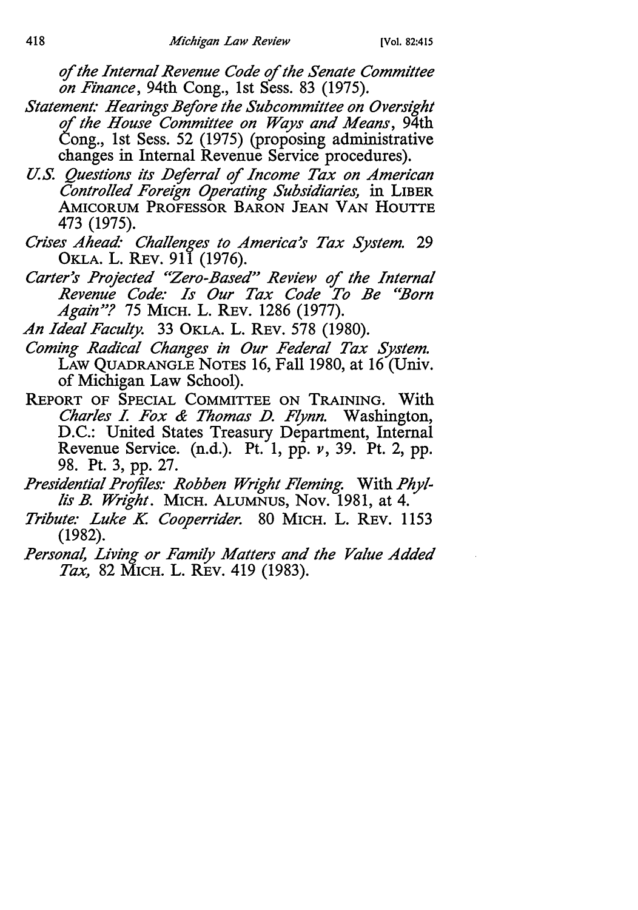*of the Internal Revenue Code of the Senate Committee on Finance*, 94th Cong., 1st Sess. 83 (1975).

*Statement: Hearings Before the Subcommittee on Oversight of the House Committee on Ways and Means*, 94th Cong., 1st Sess. 52 (1975) (proposing administrative changes in Internal Revenue Service procedures).

*U.S. Questions its Deferral of Income Tax on American Controlled Foreign Operating Subsidiaries,* in LIBER AMICORUM PROFESSOR BARON JEAN VAN HOUTTE 473 (1975).

*Crises Ahead: Challenges to America's Tax System.* 29 OKLA. L. REV. 911 (1976).

*Carter's Projected "Zero-Based" Review of the Internal Revenue Code: Is Our Tax Code To Be "Born Again"?* 75 MICH. L. REV. 1286 (1977).

*An Ideal Faculty.* 33 OKLA. L. REV. 578 (1980).

*Coming Radical Changes in Our Federal Tax System.* LAW QUADRANGLE NOTES 16, Fall 1980, at 16 (Univ. of Michigan Law School).

REPORT OF SPECIAL COMMITTEE ON TRAINING. With *Charles I. Fox & Thomas D. Flynn.* Washington, D.C.: United States Treasury Department, Internal Revenue Service. (n.d.). Pt. 1, pp. *v*, 39. Pt. 2, pp. 98. Pt. 3, pp. 27.

*Presidential Profiles: Robben Wright Fleming.* With *Phyllis B. Wright*. MICH. ALUMNUS, Nov. 1981, at 4.

*Tribute: Luke K. Cooperrider.* 80 MICH. L. REV. 1153 (1982).

*Personal, Living or Family Matters and the Value Added Tax,* 82 MICH. L. REV. 419 (1983).